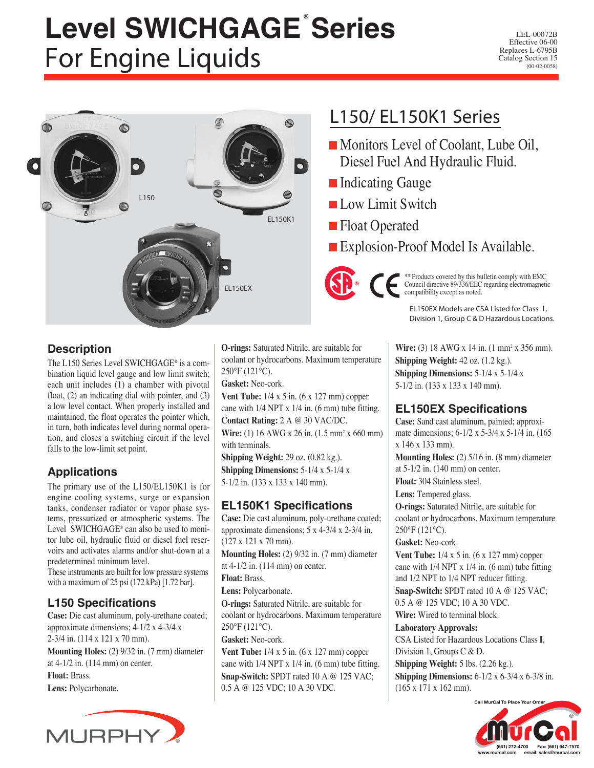# Level SWICHGAGE® Series For Engine Liquids

LEL-00072B
Effective 06-00
Replaces L-6795B
Catalog Section 15
(00-02-0058)

L150

EL150K1

EL150EX

## L150/ EL150K1 Series

- Monitors Level of Coolant, Lube Oil, Diesel Fuel And Hydraulic Fluid.
- Indicating Gauge
- Low Limit Switch
- Float Operated
- Explosion-Proof Model Is Available.

** Products covered by this bulletin comply with EMC Council directive 89/336/EEC regarding electromagnetic compatibility except as noted.

EL150EX Models are CSA Listed for Class I, Division 1, Group C & D Hazardous Locations.

## Description

The L150 Series Level SWICHGAGE® is a combination liquid level gauge and low limit switch; each unit includes (1) a chamber with pivotal float, (2) an indicating dial with pointer, and (3) a low level contact. When properly installed and maintained, the float operates the pointer which, in turn, both indicates level during normal operation, and closes a switching circuit if the level falls to the low-limit set point.

## Applications

The primary use of the L150/EL150K1 is for engine cooling systems, surge or expansion tanks, condenser radiator or vapor phase systems, pressurized or atmospheric systems. The Level SWICHGAGE® can also be used to monitor lube oil, hydraulic fluid or diesel fuel reservoirs and activates alarms and/or shut-down at a predetermined minimum level.

These instruments are built for low pressure systems with a maximum of 25 psi (172 kPa) [1.72 bar].

## L150 Specifications

**Case:** Die cast aluminum, poly-urethane coated; approximate dimensions; 4-1/2 x 4-3/4 x 2-3/4 in. (114 x 121 x 70 mm).

**Mounting Holes:** (2) 9/32 in. (7 mm) diameter at 4-1/2 in. (114 mm) on center.

**Float:** Brass.

**Lens:** Polycarbonate.

**O-rings:** Saturated Nitrile, are suitable for coolant or hydrocarbons. Maximum temperature 250°F (121°C).

**Gasket:** Neo-cork.

**Vent Tube:** 1/4 x 5 in. (6 x 127 mm) copper cane with 1/4 NPT x 1/4 in. (6 mm) tube fitting.

**Contact Rating:** 2 A @ 30 VAC/DC.

**Wire:** (1) 16 AWG x 26 in. (1.5 mm² x 660 mm) with terminals.

**Shipping Weight:** 29 oz. (0.82 kg.).

**Shipping Dimensions:** 5-1/4 x 5-1/4 x 5-1/2 in. (133 x 133 x 140 mm).

## EL150K1 Specifications

**Case:** Die cast aluminum, poly-urethane coated; approximate dimensions; 5 x 4-3/4 x 2-3/4 in. (127 x 121 x 70 mm).

**Mounting Holes:** (2) 9/32 in. (7 mm) diameter at 4-1/2 in. (114 mm) on center.

**Float:** Brass.

**Lens:** Polycarbonate.

**O-rings:** Saturated Nitrile, are suitable for coolant or hydrocarbons. Maximum temperature 250°F (121°C).

**Gasket:** Neo-cork.

**Vent Tube:** 1/4 x 5 in. (6 x 127 mm) copper cane with 1/4 NPT x 1/4 in. (6 mm) tube fitting.

**Snap-Switch:** SPDT rated 10 A @ 125 VAC; 0.5 A @ 125 VDC; 10 A 30 VDC.

**Wire:** (3) 18 AWG x 14 in. (1 mm² x 356 mm).

**Shipping Weight:** 42 oz. (1.2 kg.).

**Shipping Dimensions:** 5-1/4 x 5-1/4 x 5-1/2 in. (133 x 133 x 140 mm).

## EL150EX Specifications

**Case:** Sand cast aluminum, painted; approximate dimensions; 6-1/2 x 5-3/4 x 5-1/4 in. (165 x 146 x 133 mm).

**Mounting Holes:** (2) 5/16 in. (8 mm) diameter at 5-1/2 in. (140 mm) on center.

**Float:** 304 Stainless steel.

**Lens:** Tempered glass.

**O-rings:** Saturated Nitrile, are suitable for coolant or hydrocarbons. Maximum temperature 250°F (121°C).

**Gasket:** Neo-cork.

**Vent Tube:** 1/4 x 5 in. (6 x 127 mm) copper cane with 1/4 NPT x 1/4 in. (6 mm) tube fitting and 1/2 NPT to 1/4 NPT reducer fitting.

**Snap-Switch:** SPDT rated 10 A @ 125 VAC; 0.5 A @ 125 VDC; 10 A 30 VDC.

**Wire:** Wired to terminal block.

**Laboratory Approvals:**
CSA Listed for Hazardous Locations Class I, Division 1, Groups C & D.

**Shipping Weight:** 5 lbs. (2.26 kg.).

**Shipping Dimensions:** 6-1/2 x 6-3/4 x 6-3/8 in. (165 x 171 x 162 mm).

MURPHY

Call MurCal To Place Your Order
MurCal
(661) 272-4700 Fax: (661) 947-7570
www.murcal.com email: sales@murcal.com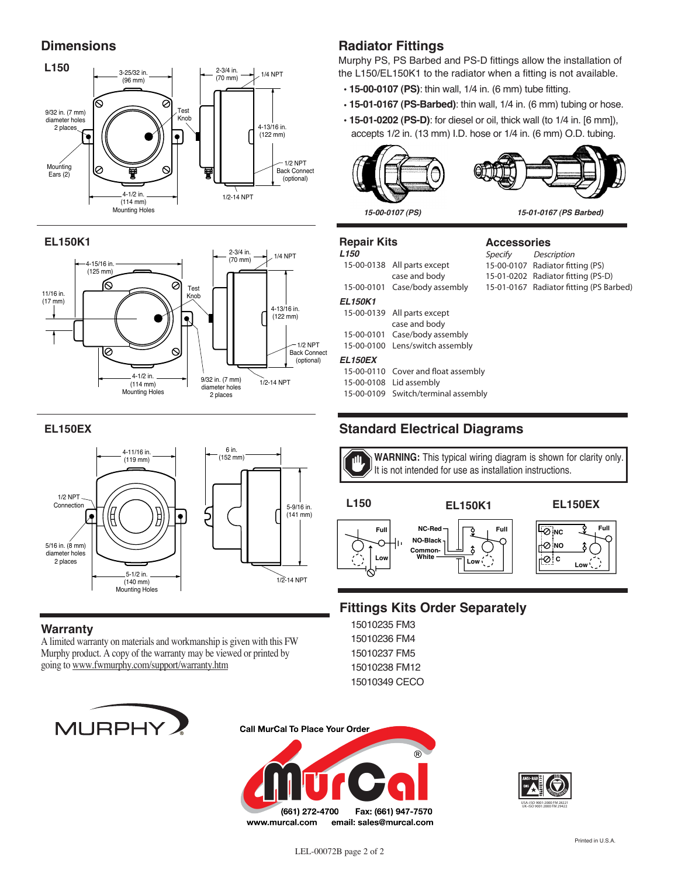## Dimensions

### L150

3-25/32 in. (96 mm)
2-3/4 in. (70 mm)
1/4 NPT
9/32 in. (7 mm) diameter holes 2 places
Test Knob
4-13/16 in. (122 mm)
Mounting Ears (2)
1/2 NPT Back Connect (optional)
4-1/2 in. (114 mm) Mounting Holes
1/2-14 NPT

### EL150K1

2-3/4 in. (70 mm)
1/4 NPT
4-15/16 in. (125 mm)
11/16 in. (17 mm)
Test Knob
4-13/16 in. (122 mm)
1/2 NPT Back Connect (optional)
4-1/2 in. (114 mm) Mounting Holes
9/32 in. (7 mm) diameter holes 2 places
1/2-14 NPT

### EL150EX

4-11/16 in. (119 mm)
6 in. (152 mm)
1/2 NPT Connection
5-9/16 in. (141 mm)
5/16 in. (8 mm) diameter holes 2 places
5-1/2 in. (140 mm) Mounting Holes
1/2-14 NPT

## Warranty

A limited warranty on materials and workmanship is given with this FW Murphy product. A copy of the warranty may be viewed or printed by going to www.fwmurphy.com/support/warranty.htm

## Radiator Fittings

Murphy PS, PS Barbed and PS-D fittings allow the installation of the L150/EL150K1 to the radiator when a fitting is not available.

- **15-00-0107 (PS)**: thin wall, 1/4 in. (6 mm) tube fitting.
- **15-01-0167 (PS-Barbed)**: thin wall, 1/4 in. (6 mm) tubing or hose.
- **15-01-0202 (PS-D)**: for diesel or oil, thick wall (to 1/4 in. [6 mm]), accepts 1/2 in. (13 mm) I.D. hose or 1/4 in. (6 mm) O.D. tubing.

*15-00-0107 (PS)*

*15-01-0167 (PS Barbed)*

## Repair Kits

***L150***

| | |
|---|---|
| 15-00-0138 | All parts except case and body |
| 15-00-0101 | Case/body assembly |

***EL150K1***

| | |
|---|---|
| 15-00-0139 | All parts except case and body |
| 15-00-0101 | Case/body assembly |
| 15-00-0100 | Lens/switch assembly |

***EL150EX***

| | |
|---|---|
| 15-00-0110 | Cover and float assembly |
| 15-00-0108 | Lid assembly |
| 15-00-0109 | Switch/terminal assembly |

## Accessories

| *Specify* | *Description* |
|---|---|
| 15-00-0107 | Radiator fitting (PS) |
| 15-01-0202 | Radiator fitting (PS-D) |
| 15-01-0167 | Radiator fitting (PS Barbed) |

## Standard Electrical Diagrams

**WARNING:** This typical wiring diagram is shown for clarity only. It is not intended for use as installation instructions.

**L150**
Full
Low

**EL150K1**
NC-Red
NO-Black
Common-White
Full
Low

**EL150EX**
NC
NO
C
Full
Low

## Fittings Kits Order Separately

15010235 FM3
15010236 FM4
15010237 FM5
15010238 FM12
15010349 CECO

MURPHY

Call MurCal To Place Your Order

MurCal

(661) 272-4700 Fax: (661) 947-7570
www.murcal.com email: sales@murcal.com

USA–ISO 9001:2000 FM 28221
UK–ISO 9001:2000 FM 29422

Printed in U.S.A.

LEL-00072B page 2 of 2